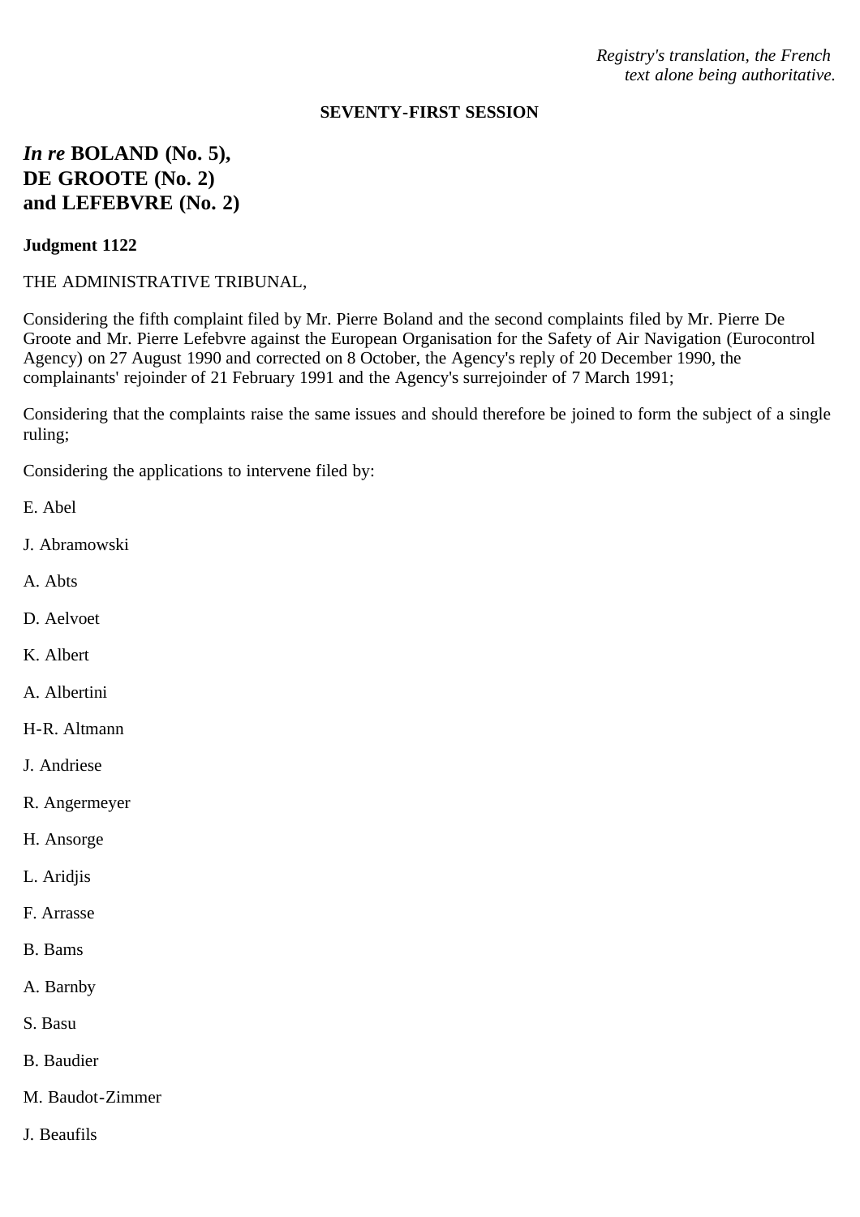*Registry's translation, the French text alone being authoritative.*

**SEVENTY-FIRST SESSION**

# *In re* BOLAND (No. 5), DE GROOTE (No. 2) and LEFEBVRE (No. 2)

**Judgment 1122**

THE ADMINISTRATIVE TRIBUNAL,

Considering the fifth complaint filed by Mr. Pierre Boland and the second complaints filed by Mr. Pierre De Groote and Mr. Pierre Lefebvre against the European Organisation for the Safety of Air Navigation (Eurocontrol Agency) on 27 August 1990 and corrected on 8 October, the Agency's reply of 20 December 1990, the complainants' rejoinder of 21 February 1991 and the Agency's surrejoinder of 7 March 1991;

Considering that the complaints raise the same issues and should therefore be joined to form the subject of a single ruling;

Considering the applications to intervene filed by:

E. Abel

J. Abramowski

A. Abts

D. Aelvoet

K. Albert

A. Albertini

H-R. Altmann

J. Andriese

R. Angermeyer

H. Ansorge

L. Aridjis

F. Arrasse

B. Bams

A. Barnby

S. Basu

B. Baudier

M. Baudot-Zimmer

J. Beaufils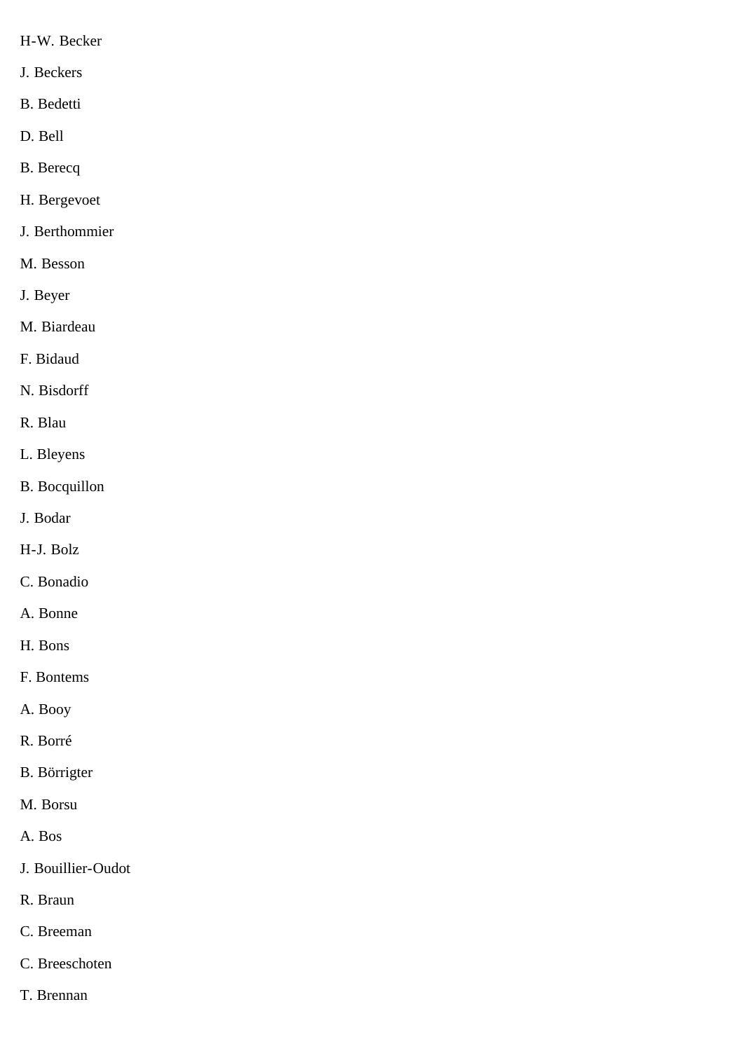H-W. Becker

J. Beckers

B. Bedetti

D. Bell

B. Berecq

H. Bergevoet

J. Berthommier

M. Besson

J. Beyer

M. Biardeau

F. Bidaud

N. Bisdorff

R. Blau

L. Bleyens

B. Bocquillon

J. Bodar

H-J. Bolz

C. Bonadio

A. Bonne

H. Bons

F. Bontems

A. Booy

R. Borré

B. Börrigter

M. Borsu

A. Bos

J. Bouillier-Oudot

R. Braun

C. Breeman

C. Breeschoten

T. Brennan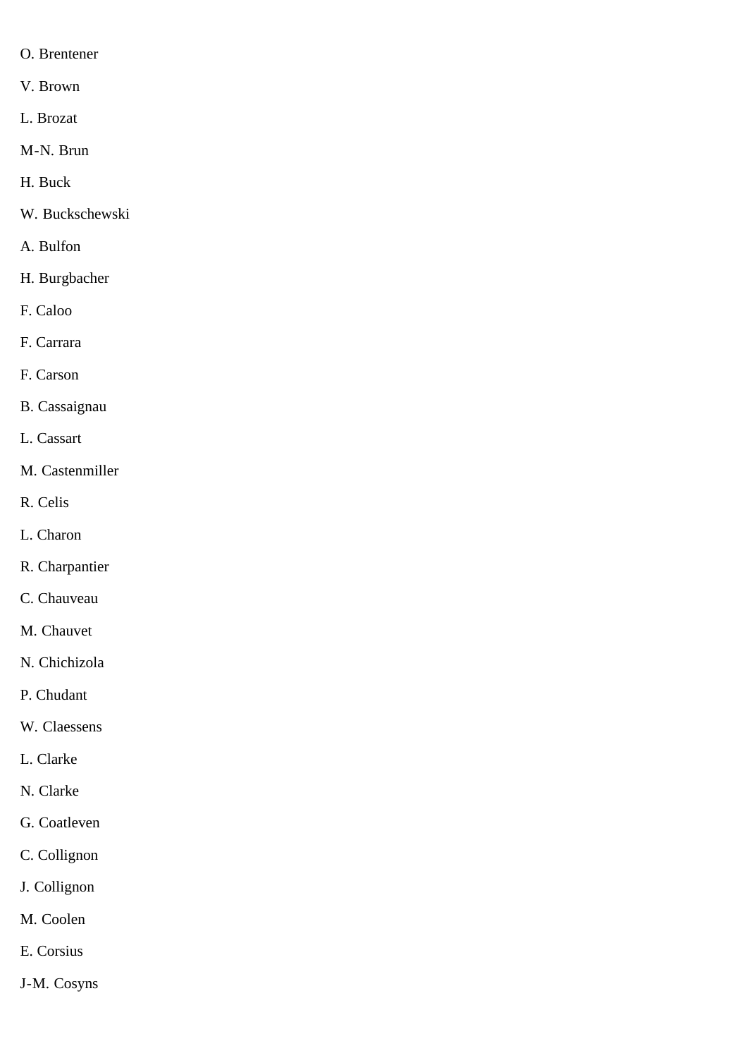O. Brentener

V. Brown

L. Brozat

M-N. Brun

H. Buck

W. Buckschewski

A. Bulfon

H. Burgbacher

F. Caloo

F. Carrara

F. Carson

B. Cassaignau

L. Cassart

M. Castenmiller

R. Celis

L. Charon

R. Charpantier

C. Chauveau

M. Chauvet

N. Chichizola

P. Chudant

W. Claessens

L. Clarke

N. Clarke

G. Coatleven

C. Collignon

J. Collignon

M. Coolen

E. Corsius

J-M. Cosyns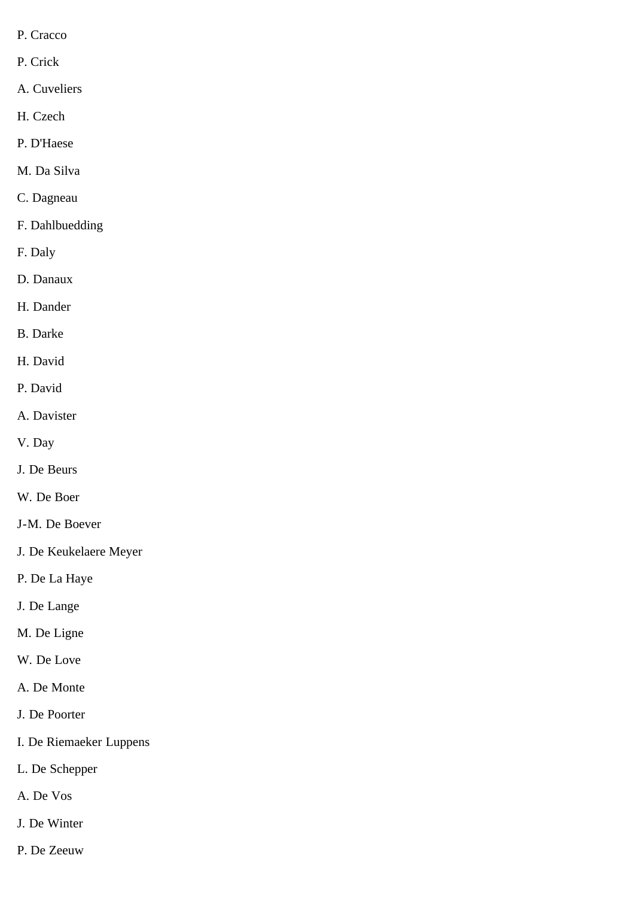P. Cracco

P. Crick

A. Cuveliers

H. Czech

P. D'Haese

M. Da Silva

C. Dagneau

F. Dahlbuedding

F. Daly

D. Danaux

H. Dander

B. Darke

H. David

P. David

A. Davister

V. Day

J. De Beurs

W. De Boer

J-M. De Boever

J. De Keukelaere Meyer

P. De La Haye

J. De Lange

M. De Ligne

W. De Love

A. De Monte

J. De Poorter

I. De Riemaeker Luppens

L. De Schepper

A. De Vos

J. De Winter

P. De Zeeuw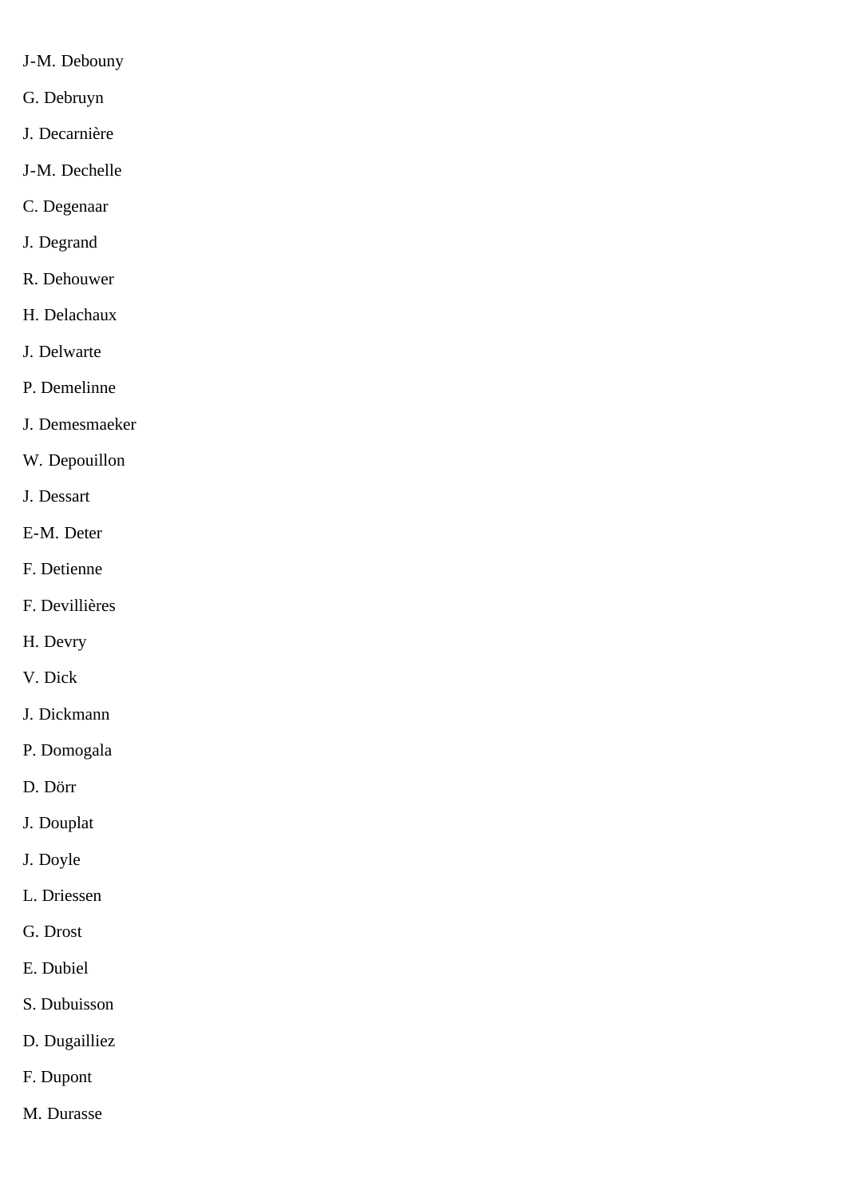J-M. Debouny

G. Debruyn

J. Decarnière

J-M. Dechelle

C. Degenaar

J. Degrand

R. Dehouwer

H. Delachaux

J. Delwarte

P. Demelinne

J. Demesmaeker

W. Depouillon

J. Dessart

E-M. Deter

F. Detienne

F. Devillières

H. Devry

V. Dick

J. Dickmann

P. Domogala

D. Dörr

J. Douplat

J. Doyle

L. Driessen

G. Drost

E. Dubiel

S. Dubuisson

D. Dugailliez

F. Dupont

M. Durasse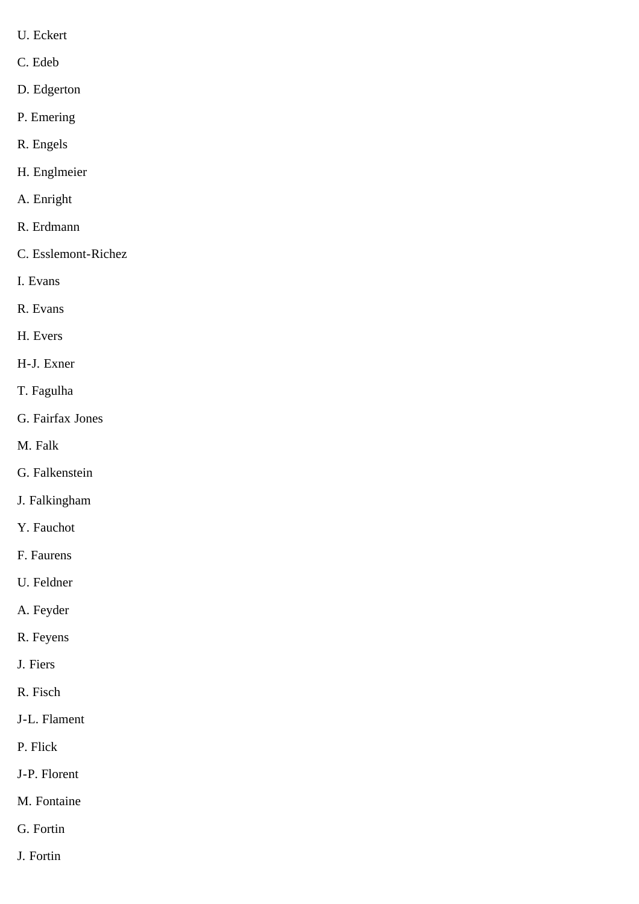U. Eckert

C. Edeb

D. Edgerton

P. Emering

R. Engels

H. Englmeier

A. Enright

R. Erdmann

C. Esslemont-Richez

I. Evans

R. Evans

H. Evers

H-J. Exner

T. Fagulha

G. Fairfax Jones

M. Falk

G. Falkenstein

J. Falkingham

Y. Fauchot

F. Faurens

U. Feldner

A. Feyder

R. Feyens

J. Fiers

R. Fisch

J-L. Flament

P. Flick

J-P. Florent

M. Fontaine

G. Fortin

J. Fortin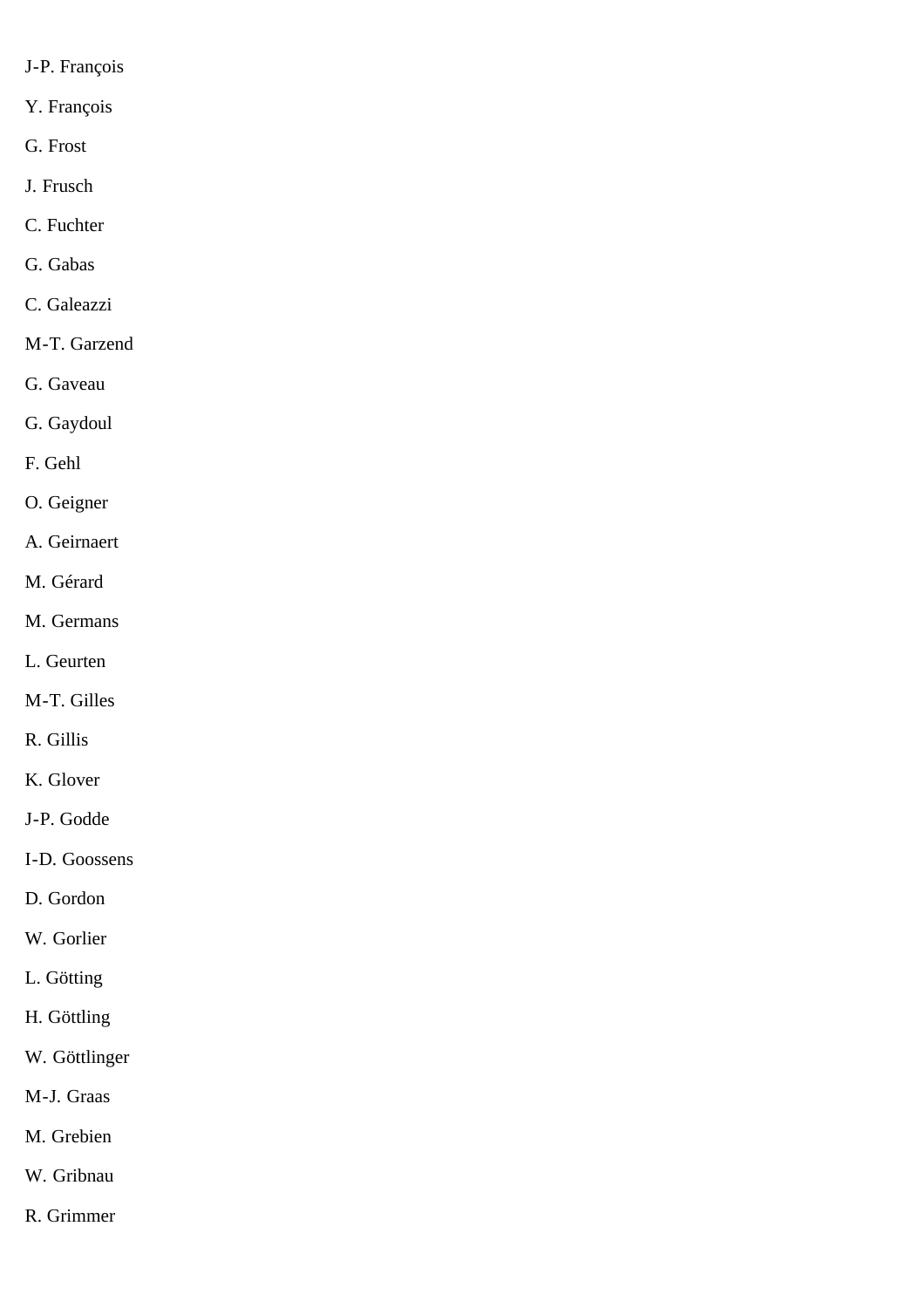J-P. François

Y. François

G. Frost

J. Frusch

C. Fuchter

G. Gabas

C. Galeazzi

M-T. Garzend

G. Gaveau

G. Gaydoul

F. Gehl

O. Geigner

A. Geirnaert

M. Gérard

M. Germans

L. Geurten

M-T. Gilles

R. Gillis

K. Glover

J-P. Godde

I-D. Goossens

D. Gordon

W. Gorlier

L. Götting

H. Göttling

W. Göttlinger

M-J. Graas

M. Grebien

W. Gribnau

R. Grimmer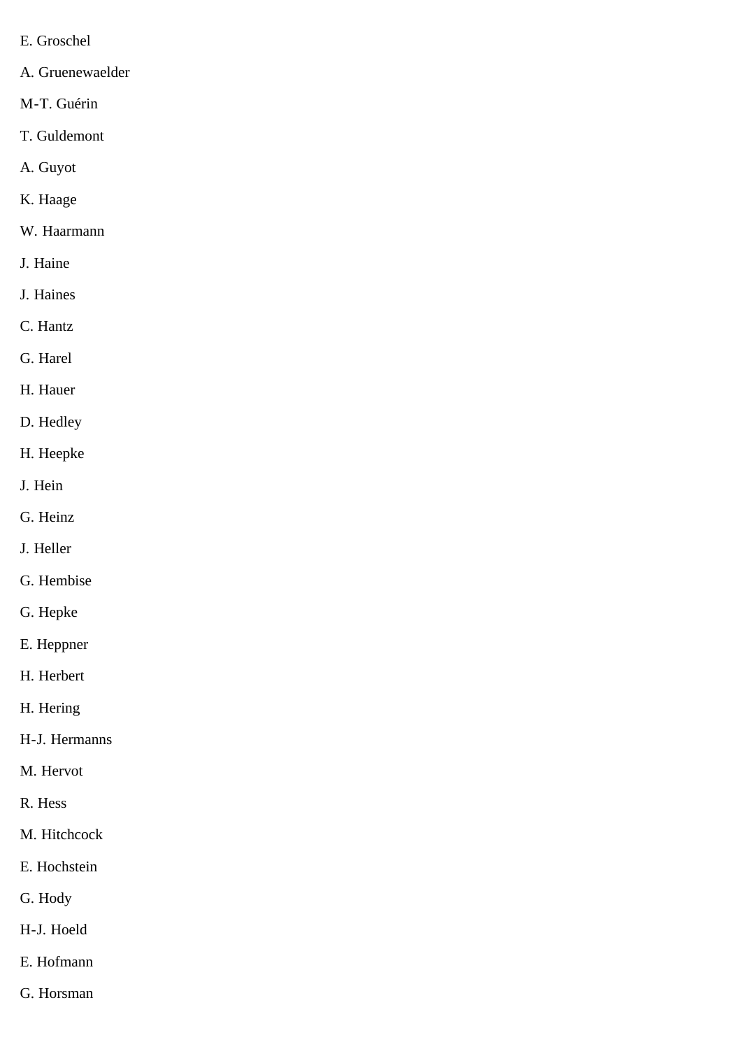E. Groschel

A. Gruenewaelder

M-T. Guérin

T. Guldemont

A. Guyot

K. Haage

W. Haarmann

J. Haine

J. Haines

C. Hantz

G. Harel

H. Hauer

D. Hedley

H. Heepke

J. Hein

G. Heinz

J. Heller

G. Hembise

G. Hepke

E. Heppner

H. Herbert

H. Hering

H-J. Hermanns

M. Hervot

R. Hess

M. Hitchcock

E. Hochstein

G. Hody

H-J. Hoeld

E. Hofmann

G. Horsman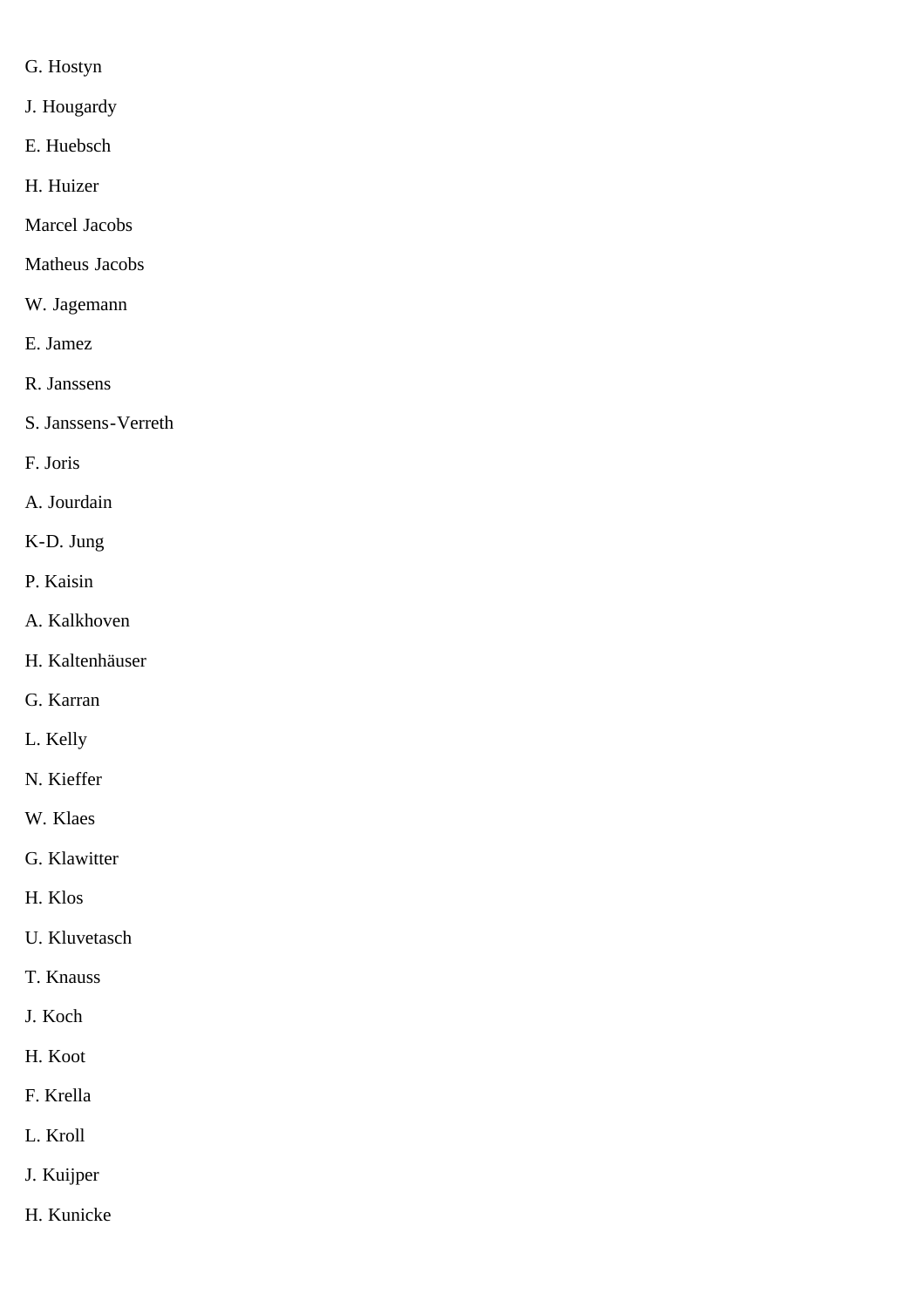G. Hostyn

J. Hougardy

E. Huebsch

H. Huizer

Marcel Jacobs

Matheus Jacobs

W. Jagemann

E. Jamez

R. Janssens

S. Janssens-Verreth

F. Joris

A. Jourdain

K-D. Jung

P. Kaisin

A. Kalkhoven

H. Kaltenhäuser

G. Karran

L. Kelly

N. Kieffer

W. Klaes

G. Klawitter

H. Klos

U. Kluvetasch

T. Knauss

J. Koch

H. Koot

F. Krella

L. Kroll

J. Kuijper

H. Kunicke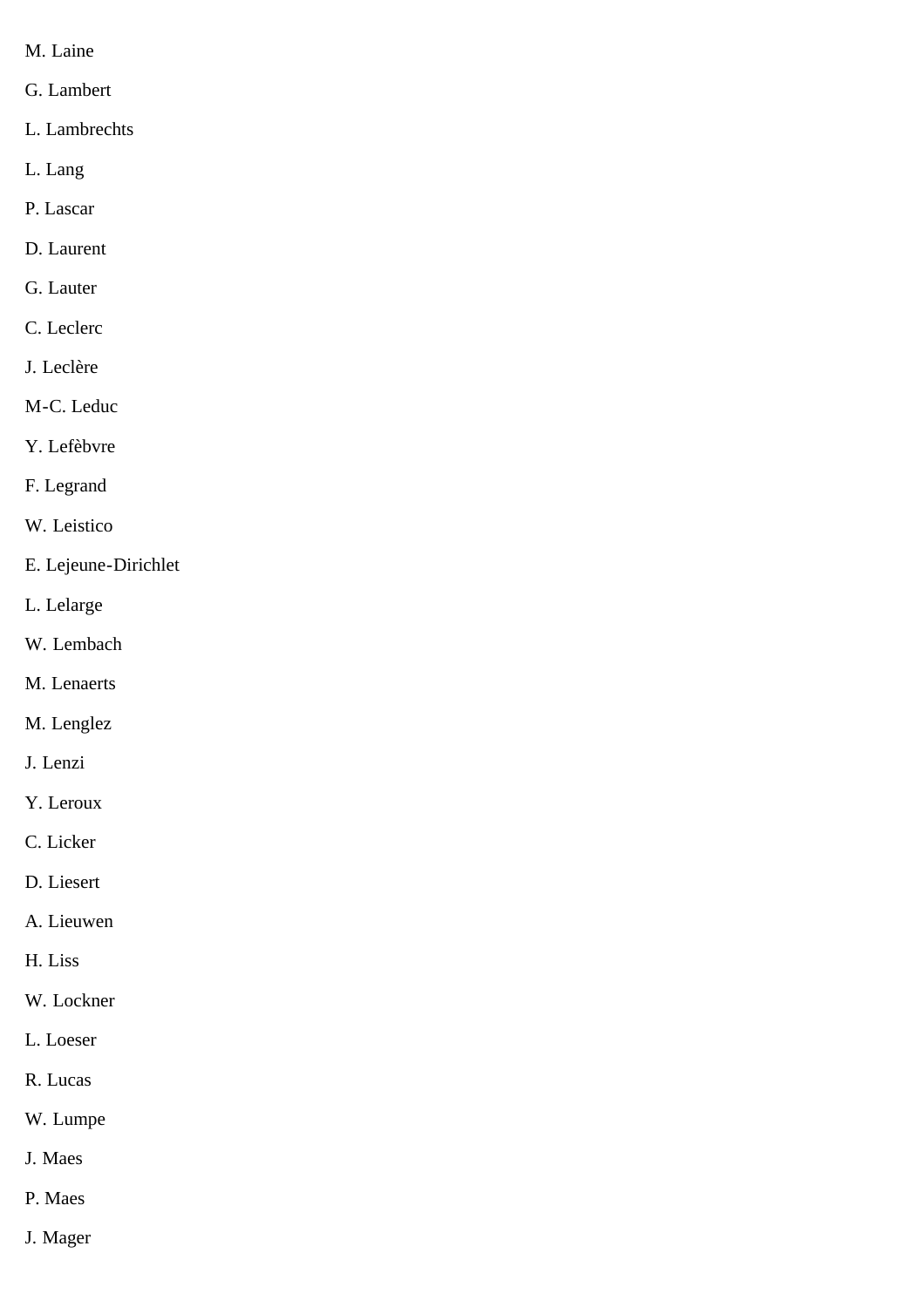M. Laine

G. Lambert

L. Lambrechts

L. Lang

P. Lascar

D. Laurent

G. Lauter

C. Leclerc

J. Leclère

M-C. Leduc

Y. Lefèbvre

F. Legrand

W. Leistico

E. Lejeune-Dirichlet

L. Lelarge

W. Lembach

M. Lenaerts

M. Lenglez

J. Lenzi

Y. Leroux

C. Licker

D. Liesert

A. Lieuwen

H. Liss

W. Lockner

L. Loeser

R. Lucas

W. Lumpe

J. Maes

P. Maes

J. Mager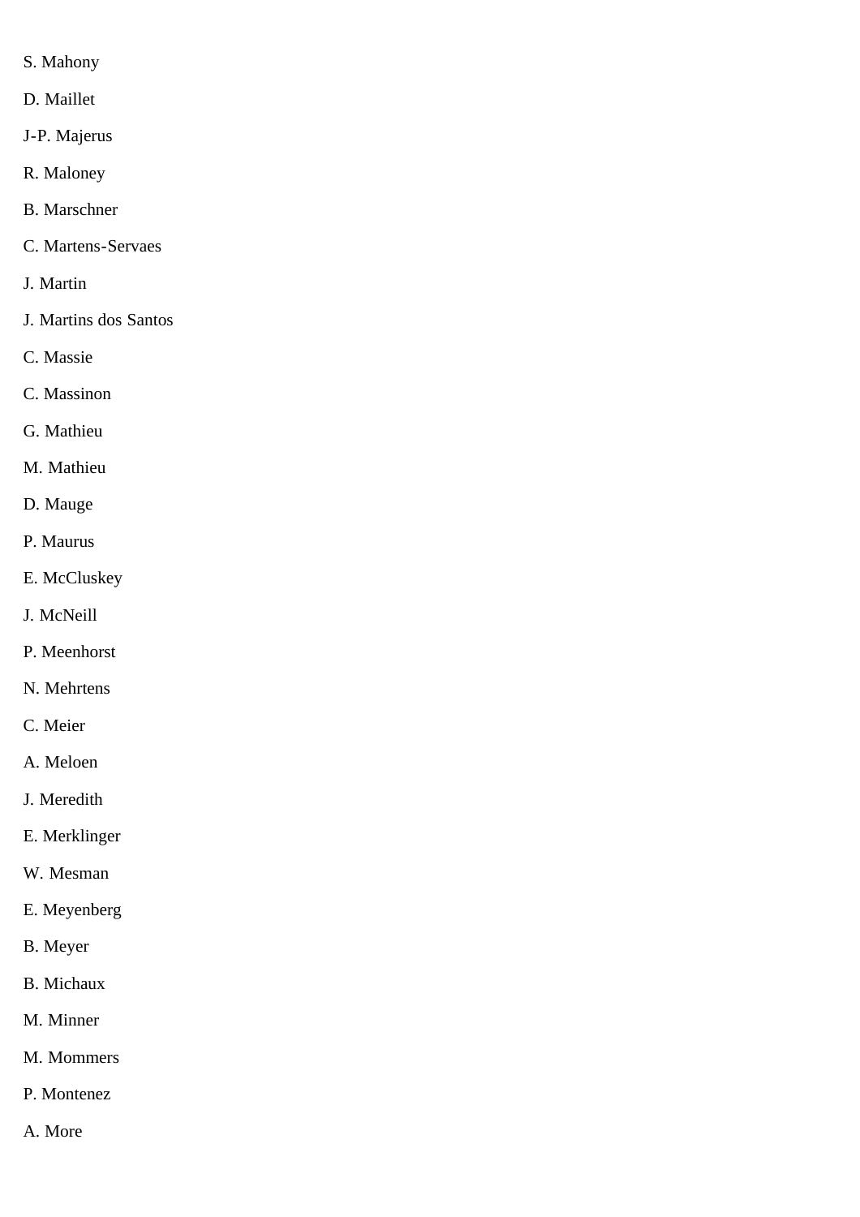S. Mahony

D. Maillet

J-P. Majerus

R. Maloney

B. Marschner

C. Martens-Servaes

J. Martin

J. Martins dos Santos

C. Massie

C. Massinon

G. Mathieu

M. Mathieu

D. Mauge

P. Maurus

E. McCluskey

J. McNeill

P. Meenhorst

N. Mehrtens

C. Meier

A. Meloen

J. Meredith

E. Merklinger

W. Mesman

E. Meyenberg

B. Meyer

B. Michaux

M. Minner

M. Mommers

P. Montenez

A. More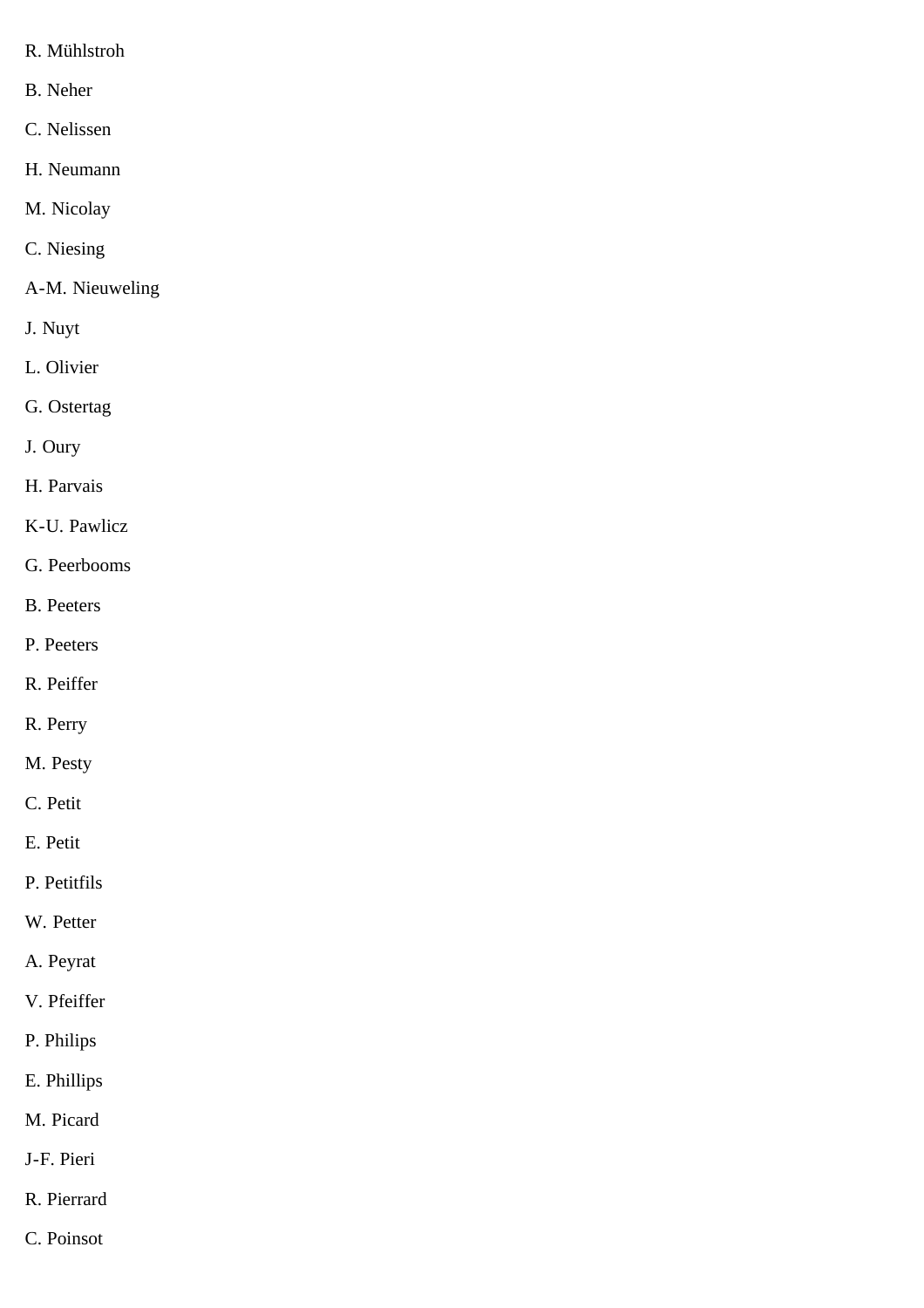R. Mühlstroh

B. Neher

C. Nelissen

H. Neumann

M. Nicolay

C. Niesing

A-M. Nieuweling

J. Nuyt

L. Olivier

G. Ostertag

J. Oury

H. Parvais

K-U. Pawlicz

G. Peerbooms

B. Peeters

P. Peeters

R. Peiffer

R. Perry

M. Pesty

C. Petit

E. Petit

P. Petitfils

W. Petter

A. Peyrat

V. Pfeiffer

P. Philips

E. Phillips

M. Picard

J-F. Pieri

R. Pierrard

C. Poinsot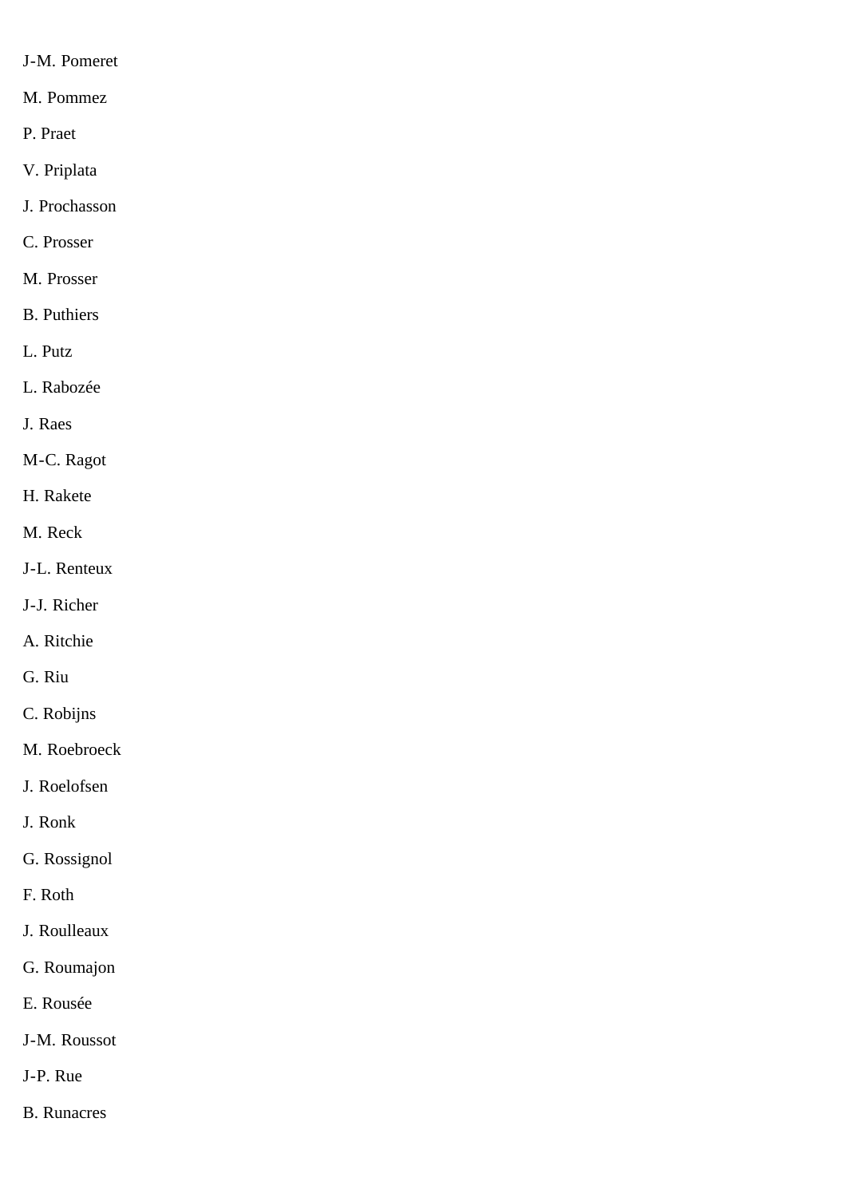J-M. Pomeret

M. Pommez

P. Praet

V. Priplata

J. Prochasson

C. Prosser

M. Prosser

B. Puthiers

L. Putz

L. Rabozée

J. Raes

M-C. Ragot

H. Rakete

M. Reck

J-L. Renteux

J-J. Richer

A. Ritchie

G. Riu

C. Robijns

M. Roebroeck

J. Roelofsen

J. Ronk

G. Rossignol

F. Roth

J. Roulleaux

G. Roumajon

E. Rousée

J-M. Roussot

J-P. Rue

B. Runacres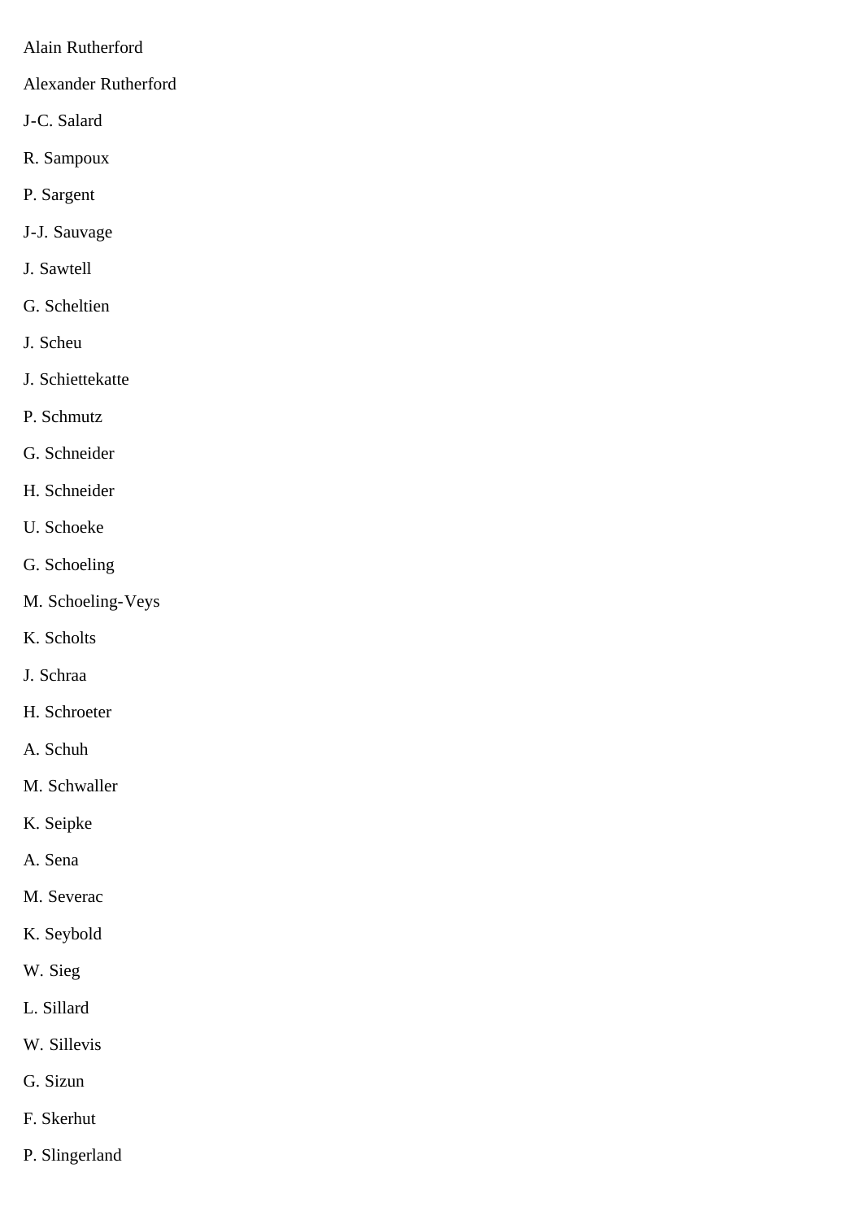Alain Rutherford

Alexander Rutherford

J-C. Salard

R. Sampoux

P. Sargent

J-J. Sauvage

J. Sawtell

G. Scheltien

J. Scheu

J. Schiettekatte

P. Schmutz

G. Schneider

H. Schneider

U. Schoeke

G. Schoeling

M. Schoeling-Veys

K. Scholts

J. Schraa

H. Schroeter

A. Schuh

M. Schwaller

K. Seipke

A. Sena

M. Severac

K. Seybold

W. Sieg

L. Sillard

W. Sillevis

G. Sizun

F. Skerhut

P. Slingerland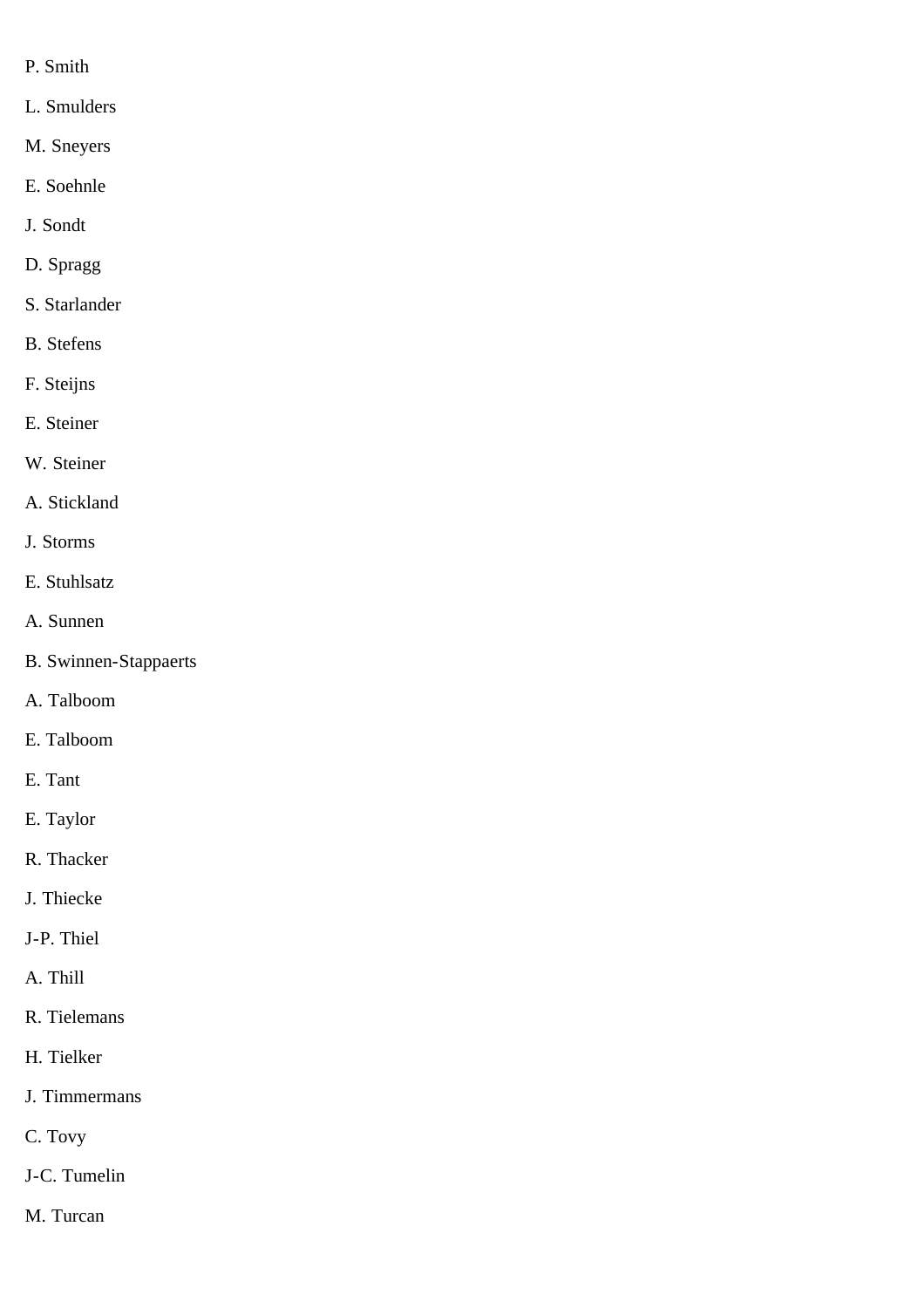P. Smith

L. Smulders

M. Sneyers

E. Soehnle

J. Sondt

D. Spragg

S. Starlander

B. Stefens

F. Steijns

E. Steiner

W. Steiner

A. Stickland

J. Storms

E. Stuhlsatz

A. Sunnen

B. Swinnen-Stappaerts

A. Talboom

E. Talboom

E. Tant

E. Taylor

R. Thacker

J. Thiecke

J-P. Thiel

A. Thill

R. Tielemans

H. Tielker

J. Timmermans

C. Tovy

J-C. Tumelin

M. Turcan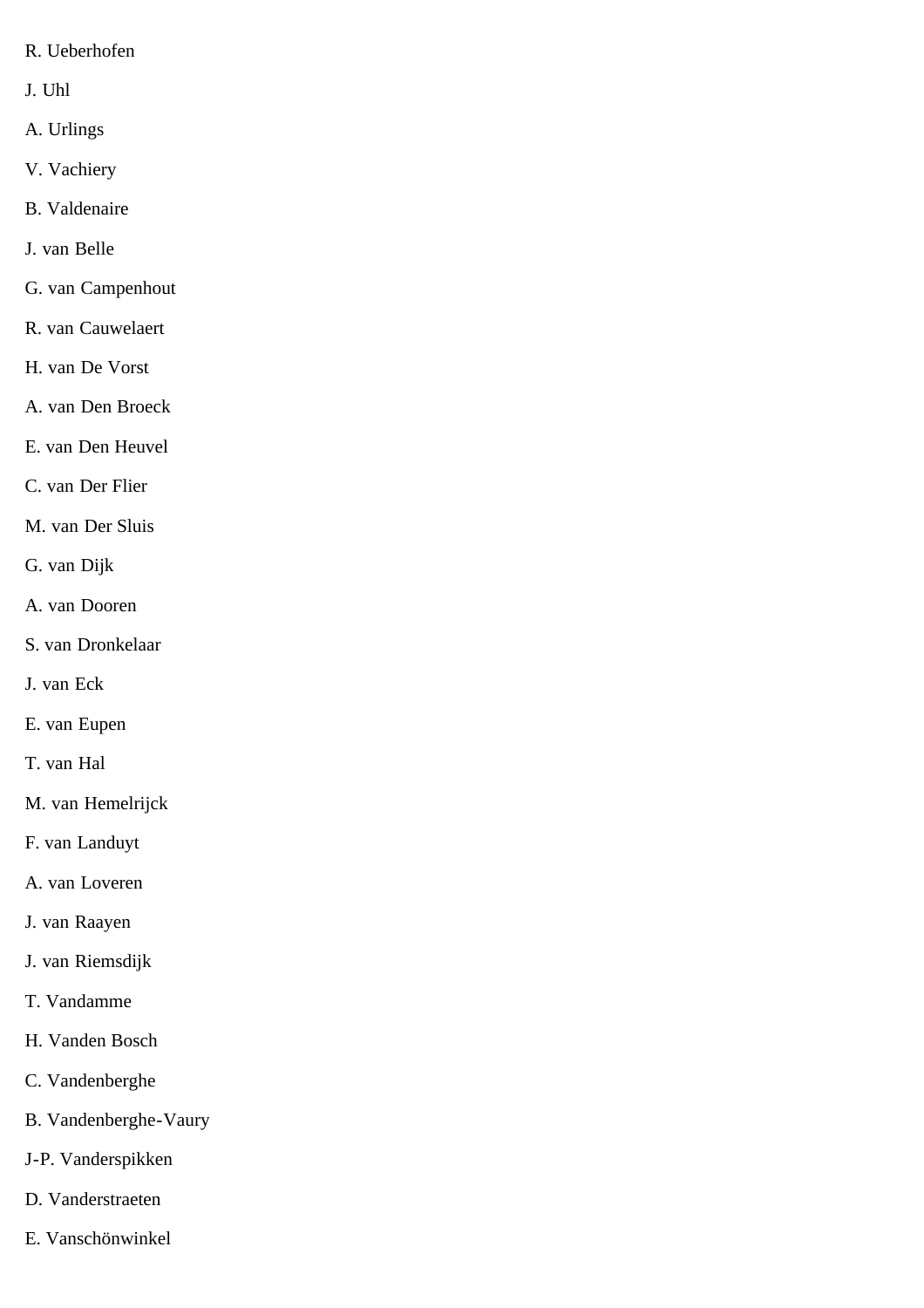R. Ueberhofen

J. Uhl

A. Urlings

V. Vachiery

B. Valdenaire

J. van Belle

G. van Campenhout

R. van Cauwelaert

H. van De Vorst

A. van Den Broeck

E. van Den Heuvel

C. van Der Flier

M. van Der Sluis

G. van Dijk

A. van Dooren

S. van Dronkelaar

J. van Eck

E. van Eupen

T. van Hal

M. van Hemelrijck

F. van Landuyt

A. van Loveren

J. van Raayen

J. van Riemsdijk

T. Vandamme

H. Vanden Bosch

C. Vandenberghe

B. Vandenberghe-Vaury

J-P. Vanderspikken

D. Vanderstraeten

E. Vanschönwinkel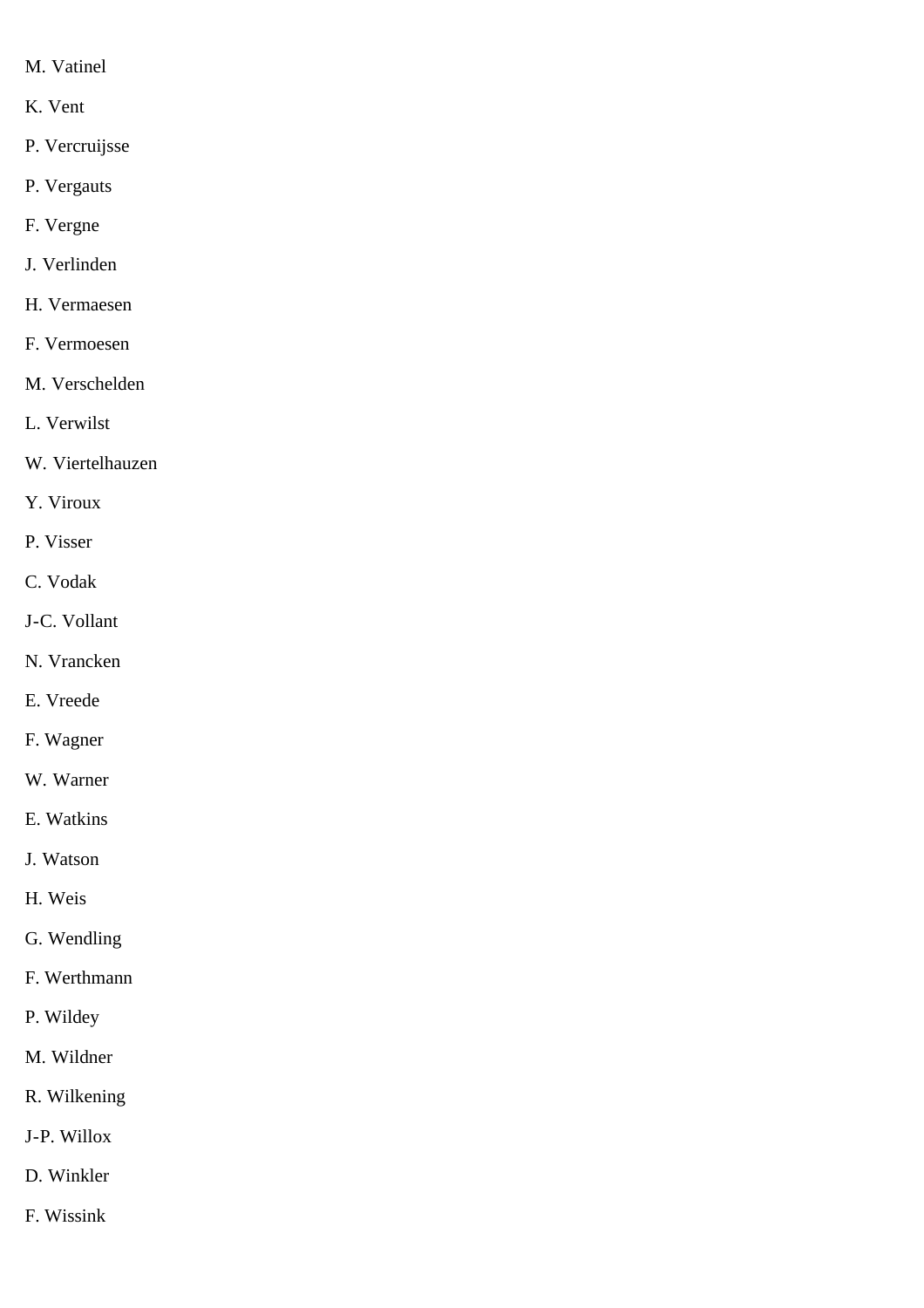M. Vatinel

K. Vent

P. Vercruijsse

P. Vergauts

F. Vergne

J. Verlinden

H. Vermaesen

F. Vermoesen

M. Verschelden

L. Verwilst

W. Viertelhauzen

Y. Viroux

P. Visser

C. Vodak

J-C. Vollant

N. Vrancken

E. Vreede

F. Wagner

W. Warner

E. Watkins

J. Watson

H. Weis

G. Wendling

F. Werthmann

P. Wildey

M. Wildner

R. Wilkening

J-P. Willox

D. Winkler

F. Wissink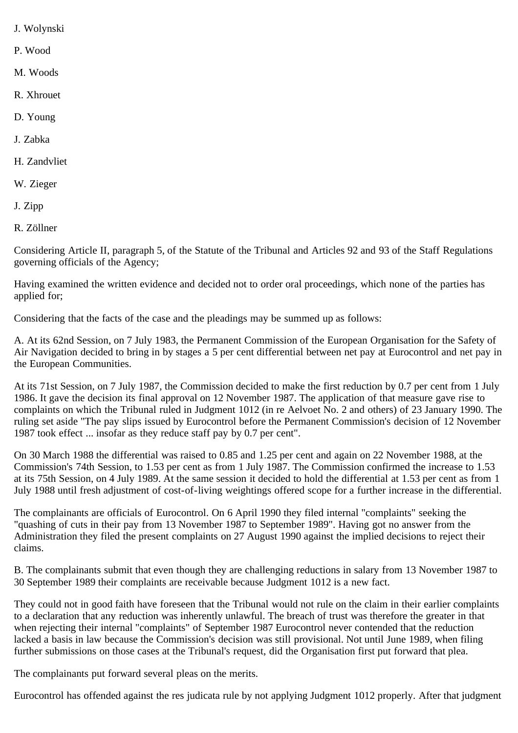J. Wolynski

P. Wood

M. Woods

R. Xhrouet

D. Young

J. Zabka

H. Zandvliet

W. Zieger

J. Zipp

R. Zöllner

Considering Article II, paragraph 5, of the Statute of the Tribunal and Articles 92 and 93 of the Staff Regulations governing officials of the Agency;

Having examined the written evidence and decided not to order oral proceedings, which none of the parties has applied for;

Considering that the facts of the case and the pleadings may be summed up as follows:

A. At its 62nd Session, on 7 July 1983, the Permanent Commission of the European Organisation for the Safety of Air Navigation decided to bring in by stages a 5 per cent differential between net pay at Eurocontrol and net pay in the European Communities.

At its 71st Session, on 7 July 1987, the Commission decided to make the first reduction by 0.7 per cent from 1 July 1986. It gave the decision its final approval on 12 November 1987. The application of that measure gave rise to complaints on which the Tribunal ruled in Judgment 1012 (in re Aelvoet No. 2 and others) of 23 January 1990. The ruling set aside "The pay slips issued by Eurocontrol before the Permanent Commission's decision of 12 November 1987 took effect ... insofar as they reduce staff pay by 0.7 per cent".

On 30 March 1988 the differential was raised to 0.85 and 1.25 per cent and again on 22 November 1988, at the Commission's 74th Session, to 1.53 per cent as from 1 July 1987. The Commission confirmed the increase to 1.53 at its 75th Session, on 4 July 1989. At the same session it decided to hold the differential at 1.53 per cent as from 1 July 1988 until fresh adjustment of cost-of-living weightings offered scope for a further increase in the differential.

The complainants are officials of Eurocontrol. On 6 April 1990 they filed internal "complaints" seeking the "quashing of cuts in their pay from 13 November 1987 to September 1989". Having got no answer from the Administration they filed the present complaints on 27 August 1990 against the implied decisions to reject their claims.

B. The complainants submit that even though they are challenging reductions in salary from 13 November 1987 to 30 September 1989 their complaints are receivable because Judgment 1012 is a new fact.

They could not in good faith have foreseen that the Tribunal would not rule on the claim in their earlier complaints to a declaration that any reduction was inherently unlawful. The breach of trust was therefore the greater in that when rejecting their internal "complaints" of September 1987 Eurocontrol never contended that the reduction lacked a basis in law because the Commission's decision was still provisional. Not until June 1989, when filing further submissions on those cases at the Tribunal's request, did the Organisation first put forward that plea.

The complainants put forward several pleas on the merits.

Eurocontrol has offended against the res judicata rule by not applying Judgment 1012 properly. After that judgment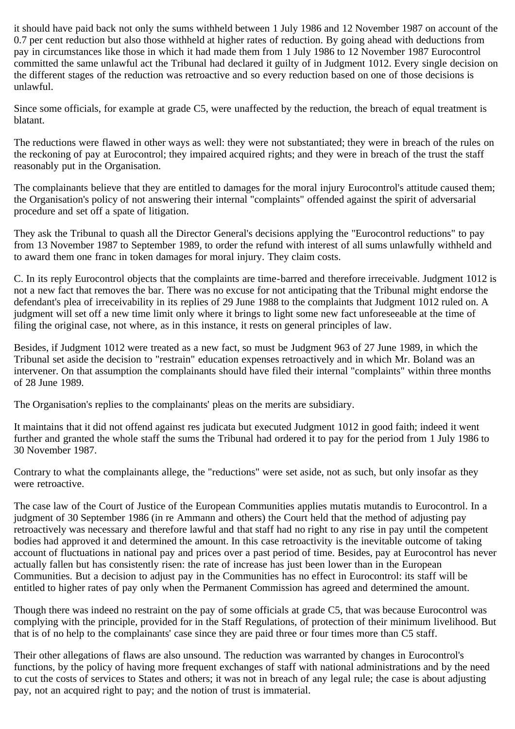it should have paid back not only the sums withheld between 1 July 1986 and 12 November 1987 on account of the 0.7 per cent reduction but also those withheld at higher rates of reduction. By going ahead with deductions from pay in circumstances like those in which it had made them from 1 July 1986 to 12 November 1987 Eurocontrol committed the same unlawful act the Tribunal had declared it guilty of in Judgment 1012. Every single decision on the different stages of the reduction was retroactive and so every reduction based on one of those decisions is unlawful.

Since some officials, for example at grade C5, were unaffected by the reduction, the breach of equal treatment is blatant.

The reductions were flawed in other ways as well: they were not substantiated; they were in breach of the rules on the reckoning of pay at Eurocontrol; they impaired acquired rights; and they were in breach of the trust the staff reasonably put in the Organisation.

The complainants believe that they are entitled to damages for the moral injury Eurocontrol's attitude caused them; the Organisation's policy of not answering their internal "complaints" offended against the spirit of adversarial procedure and set off a spate of litigation.

They ask the Tribunal to quash all the Director General's decisions applying the "Eurocontrol reductions" to pay from 13 November 1987 to September 1989, to order the refund with interest of all sums unlawfully withheld and to award them one franc in token damages for moral injury. They claim costs.

C. In its reply Eurocontrol objects that the complaints are time-barred and therefore irreceivable. Judgment 1012 is not a new fact that removes the bar. There was no excuse for not anticipating that the Tribunal might endorse the defendant's plea of irreceivability in its replies of 29 June 1988 to the complaints that Judgment 1012 ruled on. A judgment will set off a new time limit only where it brings to light some new fact unforeseeable at the time of filing the original case, not where, as in this instance, it rests on general principles of law.

Besides, if Judgment 1012 were treated as a new fact, so must be Judgment 963 of 27 June 1989, in which the Tribunal set aside the decision to "restrain" education expenses retroactively and in which Mr. Boland was an intervener. On that assumption the complainants should have filed their internal "complaints" within three months of 28 June 1989.

The Organisation's replies to the complainants' pleas on the merits are subsidiary.

It maintains that it did not offend against res judicata but executed Judgment 1012 in good faith; indeed it went further and granted the whole staff the sums the Tribunal had ordered it to pay for the period from 1 July 1986 to 30 November 1987.

Contrary to what the complainants allege, the "reductions" were set aside, not as such, but only insofar as they were retroactive.

The case law of the Court of Justice of the European Communities applies mutatis mutandis to Eurocontrol. In a judgment of 30 September 1986 (in re Ammann and others) the Court held that the method of adjusting pay retroactively was necessary and therefore lawful and that staff had no right to any rise in pay until the competent bodies had approved it and determined the amount. In this case retroactivity is the inevitable outcome of taking account of fluctuations in national pay and prices over a past period of time. Besides, pay at Eurocontrol has never actually fallen but has consistently risen: the rate of increase has just been lower than in the European Communities. But a decision to adjust pay in the Communities has no effect in Eurocontrol: its staff will be entitled to higher rates of pay only when the Permanent Commission has agreed and determined the amount.

Though there was indeed no restraint on the pay of some officials at grade C5, that was because Eurocontrol was complying with the principle, provided for in the Staff Regulations, of protection of their minimum livelihood. But that is of no help to the complainants' case since they are paid three or four times more than C5 staff.

Their other allegations of flaws are also unsound. The reduction was warranted by changes in Eurocontrol's functions, by the policy of having more frequent exchanges of staff with national administrations and by the need to cut the costs of services to States and others; it was not in breach of any legal rule; the case is about adjusting pay, not an acquired right to pay; and the notion of trust is immaterial.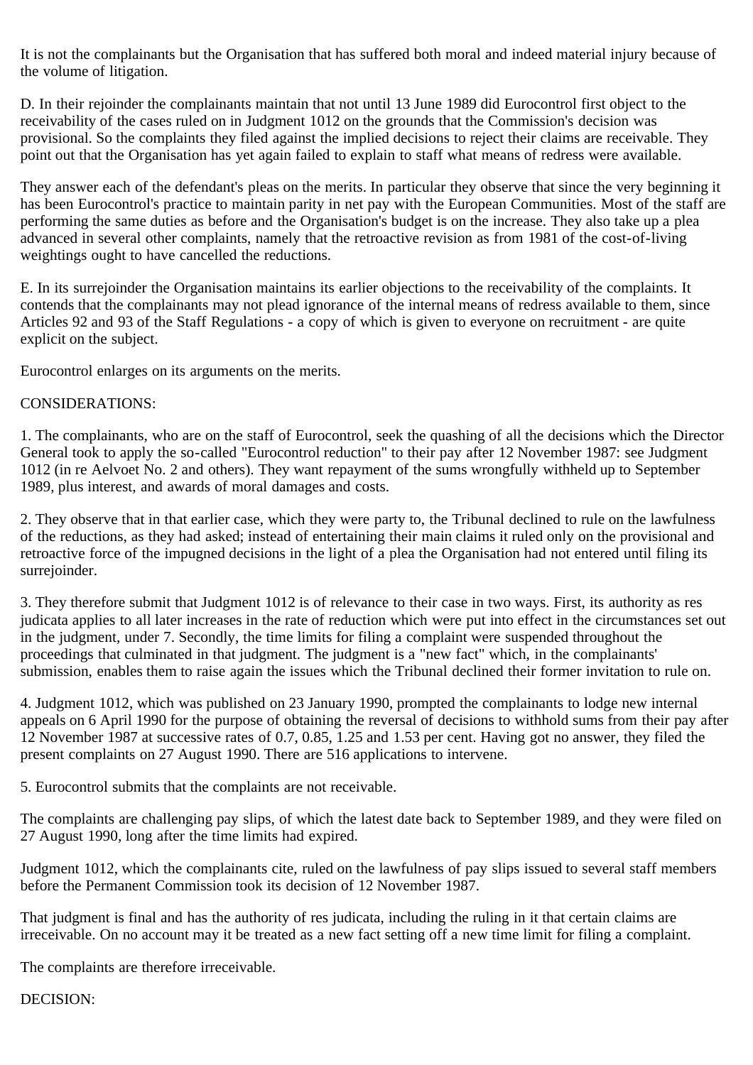It is not the complainants but the Organisation that has suffered both moral and indeed material injury because of the volume of litigation.

D. In their rejoinder the complainants maintain that not until 13 June 1989 did Eurocontrol first object to the receivability of the cases ruled on in Judgment 1012 on the grounds that the Commission's decision was provisional. So the complaints they filed against the implied decisions to reject their claims are receivable. They point out that the Organisation has yet again failed to explain to staff what means of redress were available.

They answer each of the defendant's pleas on the merits. In particular they observe that since the very beginning it has been Eurocontrol's practice to maintain parity in net pay with the European Communities. Most of the staff are performing the same duties as before and the Organisation's budget is on the increase. They also take up a plea advanced in several other complaints, namely that the retroactive revision as from 1981 of the cost-of-living weightings ought to have cancelled the reductions.

E. In its surrejoinder the Organisation maintains its earlier objections to the receivability of the complaints. It contends that the complainants may not plead ignorance of the internal means of redress available to them, since Articles 92 and 93 of the Staff Regulations - a copy of which is given to everyone on recruitment - are quite explicit on the subject.

Eurocontrol enlarges on its arguments on the merits.

CONSIDERATIONS:

1. The complainants, who are on the staff of Eurocontrol, seek the quashing of all the decisions which the Director General took to apply the so-called "Eurocontrol reduction" to their pay after 12 November 1987: see Judgment 1012 (in re Aelvoet No. 2 and others). They want repayment of the sums wrongfully withheld up to September 1989, plus interest, and awards of moral damages and costs.

2. They observe that in that earlier case, which they were party to, the Tribunal declined to rule on the lawfulness of the reductions, as they had asked; instead of entertaining their main claims it ruled only on the provisional and retroactive force of the impugned decisions in the light of a plea the Organisation had not entered until filing its surrejoinder.

3. They therefore submit that Judgment 1012 is of relevance to their case in two ways. First, its authority as res judicata applies to all later increases in the rate of reduction which were put into effect in the circumstances set out in the judgment, under 7. Secondly, the time limits for filing a complaint were suspended throughout the proceedings that culminated in that judgment. The judgment is a "new fact" which, in the complainants' submission, enables them to raise again the issues which the Tribunal declined their former invitation to rule on.

4. Judgment 1012, which was published on 23 January 1990, prompted the complainants to lodge new internal appeals on 6 April 1990 for the purpose of obtaining the reversal of decisions to withhold sums from their pay after 12 November 1987 at successive rates of 0.7, 0.85, 1.25 and 1.53 per cent. Having got no answer, they filed the present complaints on 27 August 1990. There are 516 applications to intervene.

5. Eurocontrol submits that the complaints are not receivable.

The complaints are challenging pay slips, of which the latest date back to September 1989, and they were filed on 27 August 1990, long after the time limits had expired.

Judgment 1012, which the complainants cite, ruled on the lawfulness of pay slips issued to several staff members before the Permanent Commission took its decision of 12 November 1987.

That judgment is final and has the authority of res judicata, including the ruling in it that certain claims are irreceivable. On no account may it be treated as a new fact setting off a new time limit for filing a complaint.

The complaints are therefore irreceivable.

DECISION: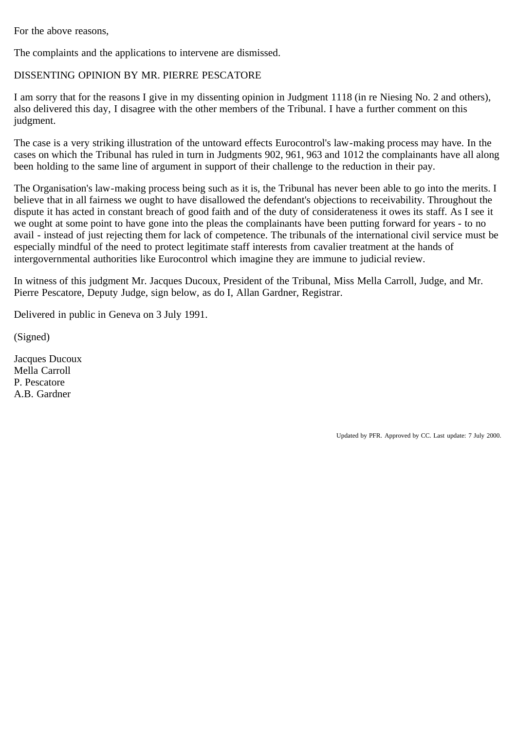For the above reasons,

The complaints and the applications to intervene are dismissed.

DISSENTING OPINION BY MR. PIERRE PESCATORE

I am sorry that for the reasons I give in my dissenting opinion in Judgment 1118 (in re Niesing No. 2 and others), also delivered this day, I disagree with the other members of the Tribunal. I have a further comment on this judgment.

The case is a very striking illustration of the untoward effects Eurocontrol's law-making process may have. In the cases on which the Tribunal has ruled in turn in Judgments 902, 961, 963 and 1012 the complainants have all along been holding to the same line of argument in support of their challenge to the reduction in their pay.

The Organisation's law-making process being such as it is, the Tribunal has never been able to go into the merits. I believe that in all fairness we ought to have disallowed the defendant's objections to receivability. Throughout the dispute it has acted in constant breach of good faith and of the duty of considerateness it owes its staff. As I see it we ought at some point to have gone into the pleas the complainants have been putting forward for years - to no avail - instead of just rejecting them for lack of competence. The tribunals of the international civil service must be especially mindful of the need to protect legitimate staff interests from cavalier treatment at the hands of intergovernmental authorities like Eurocontrol which imagine they are immune to judicial review.

In witness of this judgment Mr. Jacques Ducoux, President of the Tribunal, Miss Mella Carroll, Judge, and Mr. Pierre Pescatore, Deputy Judge, sign below, as do I, Allan Gardner, Registrar.

Delivered in public in Geneva on 3 July 1991.

(Signed)

Jacques Ducoux
Mella Carroll
P. Pescatore
A.B. Gardner

Updated by PFR. Approved by CC. Last update: 7 July 2000.